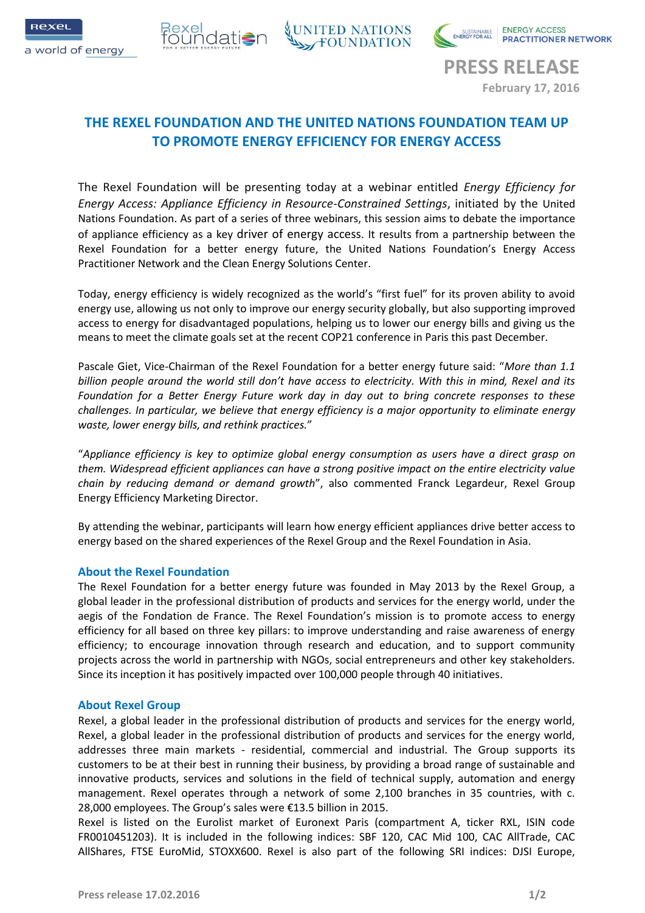**PRESS RELEASE**

**February 17, 2016**

# THE REXEL FOUNDATION AND THE UNITED NATIONS FOUNDATION TEAM UP TO PROMOTE ENERGY EFFICIENCY FOR ENERGY ACCESS

The Rexel Foundation will be presenting today at a webinar entitled *Energy Efficiency for Energy Access: Appliance Efficiency in Resource-Constrained Settings*, initiated by the United Nations Foundation. As part of a series of three webinars, this session aims to debate the importance of appliance efficiency as a key driver of energy access. It results from a partnership between the Rexel Foundation for a better energy future, the United Nations Foundation's Energy Access Practitioner Network and the Clean Energy Solutions Center.

Today, energy efficiency is widely recognized as the world's "first fuel" for its proven ability to avoid energy use, allowing us not only to improve our energy security globally, but also supporting improved access to energy for disadvantaged populations, helping us to lower our energy bills and giving us the means to meet the climate goals set at the recent COP21 conference in Paris this past December.

Pascale Giet, Vice-Chairman of the Rexel Foundation for a better energy future said: "*More than 1.1 billion people around the world still don't have access to electricity. With this in mind, Rexel and its Foundation for a Better Energy Future work day in day out to bring concrete responses to these challenges. In particular, we believe that energy efficiency is a major opportunity to eliminate energy waste, lower energy bills, and rethink practices.*"

"*Appliance efficiency is key to optimize global energy consumption as users have a direct grasp on them. Widespread efficient appliances can have a strong positive impact on the entire electricity value chain by reducing demand or demand growth*", also commented Franck Legardeur, Rexel Group Energy Efficiency Marketing Director.

By attending the webinar, participants will learn how energy efficient appliances drive better access to energy based on the shared experiences of the Rexel Group and the Rexel Foundation in Asia.

## About the Rexel Foundation

The Rexel Foundation for a better energy future was founded in May 2013 by the Rexel Group, a global leader in the professional distribution of products and services for the energy world, under the aegis of the Fondation de France. The Rexel Foundation's mission is to promote access to energy efficiency for all based on three key pillars: to improve understanding and raise awareness of energy efficiency; to encourage innovation through research and education, and to support community projects across the world in partnership with NGOs, social entrepreneurs and other key stakeholders. Since its inception it has positively impacted over 100,000 people through 40 initiatives.

## About Rexel Group

Rexel, a global leader in the professional distribution of products and services for the energy world, Rexel, a global leader in the professional distribution of products and services for the energy world, addresses three main markets - residential, commercial and industrial. The Group supports its customers to be at their best in running their business, by providing a broad range of sustainable and innovative products, services and solutions in the field of technical supply, automation and energy management. Rexel operates through a network of some 2,100 branches in 35 countries, with c. 28,000 employees. The Group's sales were €13.5 billion in 2015.

Rexel is listed on the Eurolist market of Euronext Paris (compartment A, ticker RXL, ISIN code FR0010451203). It is included in the following indices: SBF 120, CAC Mid 100, CAC AllTrade, CAC AllShares, FTSE EuroMid, STOXX600. Rexel is also part of the following SRI indices: DJSI Europe,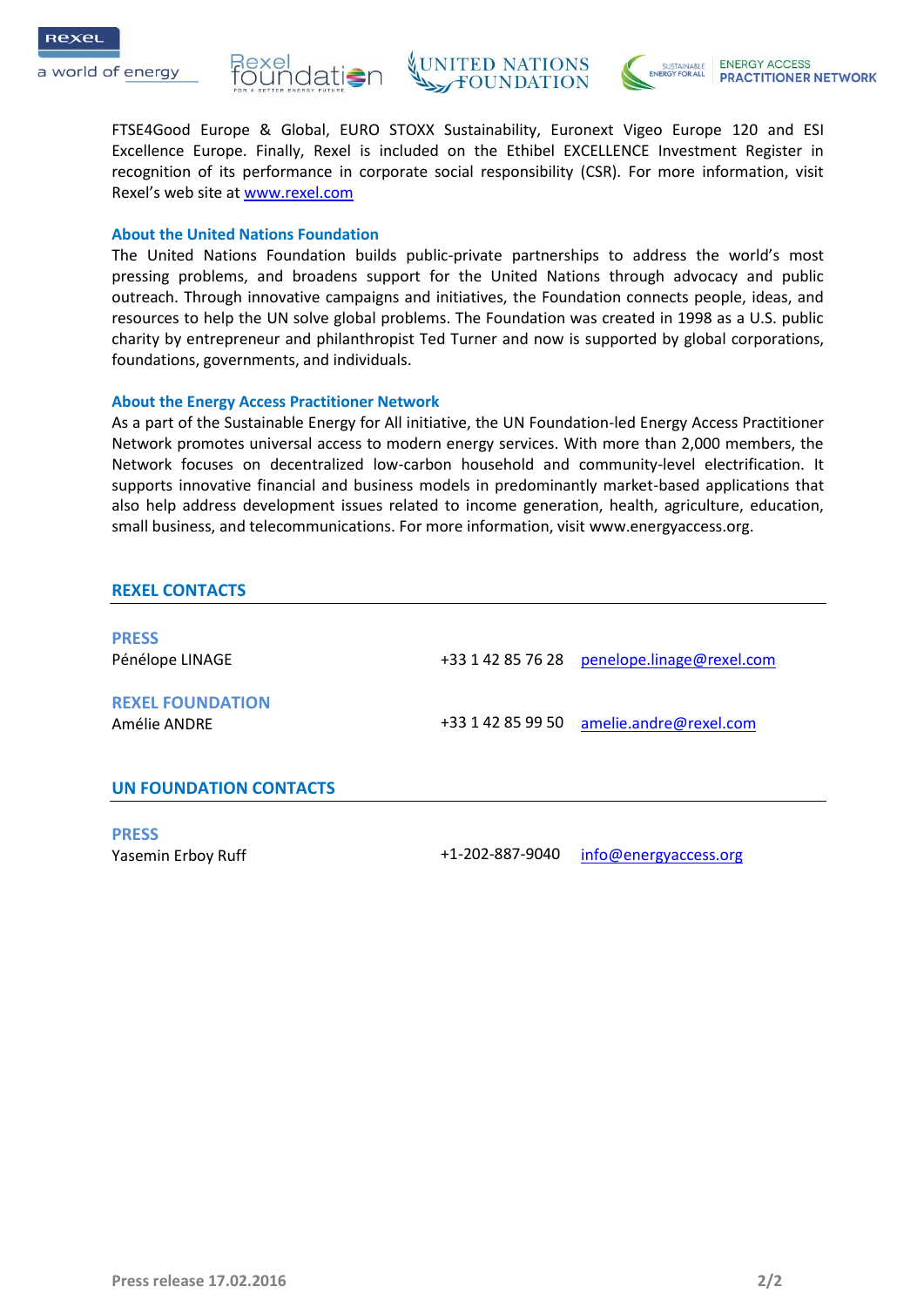FTSE4Good Europe & Global, EURO STOXX Sustainability, Euronext Vigeo Europe 120 and ESI Excellence Europe. Finally, Rexel is included on the Ethibel EXCELLENCE Investment Register in recognition of its performance in corporate social responsibility (CSR). For more information, visit Rexel's web site at [www.rexel.com](http://www.rexel.com)

### About the United Nations Foundation

The United Nations Foundation builds public-private partnerships to address the world's most pressing problems, and broadens support for the United Nations through advocacy and public outreach. Through innovative campaigns and initiatives, the Foundation connects people, ideas, and resources to help the UN solve global problems. The Foundation was created in 1998 as a U.S. public charity by entrepreneur and philanthropist Ted Turner and now is supported by global corporations, foundations, governments, and individuals.

### About the Energy Access Practitioner Network

As a part of the Sustainable Energy for All initiative, the UN Foundation-led Energy Access Practitioner Network promotes universal access to modern energy services. With more than 2,000 members, the Network focuses on decentralized low-carbon household and community-level electrification. It supports innovative financial and business models in predominantly market-based applications that also help address development issues related to income generation, health, agriculture, education, small business, and telecommunications. For more information, visit www.energyaccess.org.

## REXEL CONTACTS

**PRESS**

Pénélope LINAGE +33 1 42 85 76 28 [penelope.linage@rexel.com](mailto:penelope.linage@rexel.com)

**REXEL FOUNDATION**

Amélie ANDRE +33 1 42 85 99 50 [amelie.andre@rexel.com](mailto:amelie.andre@rexel.com)

## UN FOUNDATION CONTACTS

**PRESS**

Yasemin Erboy Ruff +1-202-887-9040 [info@energyaccess.org](mailto:info@energyaccess.org)

Press release 17.02.2016